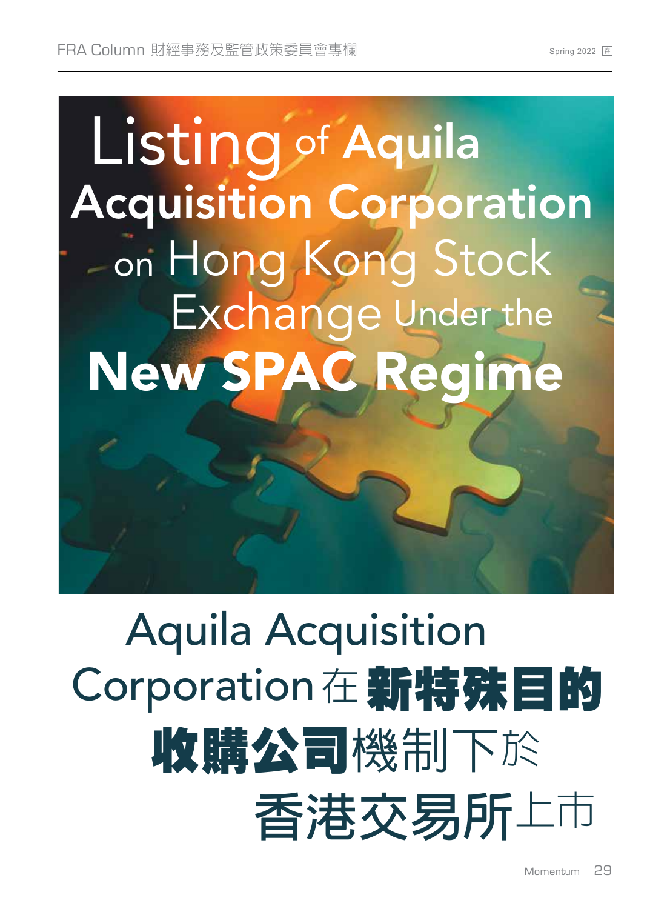# Listing of Aquila Acquisition Corporation on Hong Kong Stock Exchange Under the New SPAC Regime

# Aquila Acquisition Corporation在新特殊目的收購公司機制下於香港交易所上市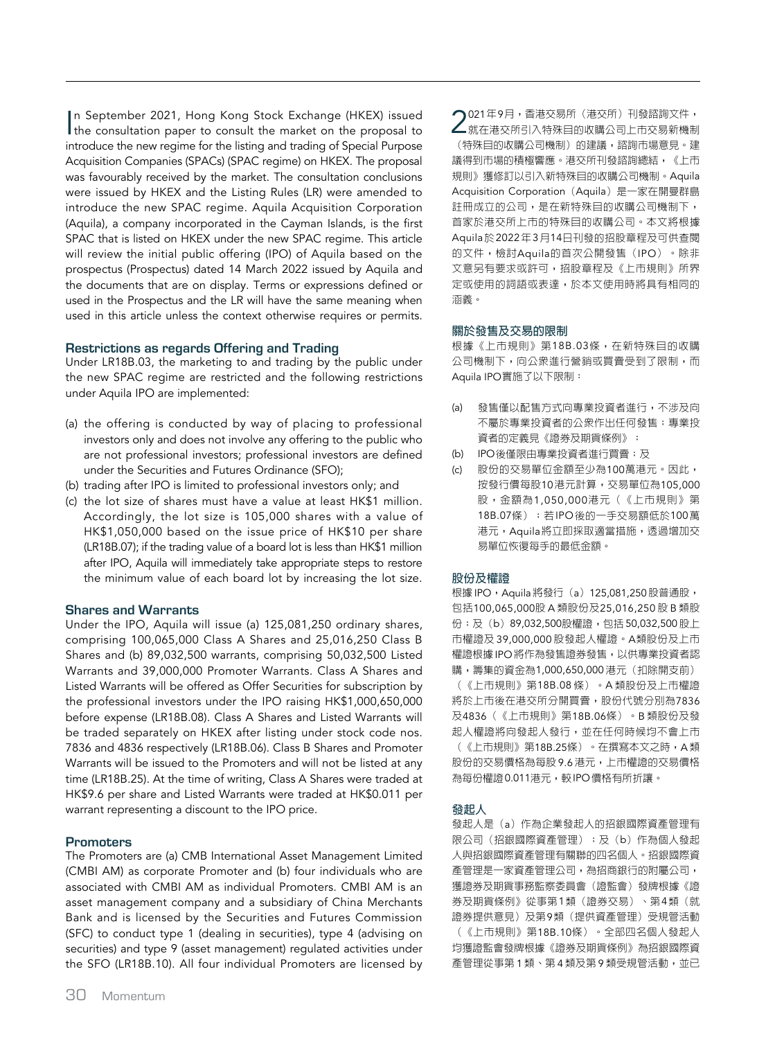In September 2021, Hong Kong Stock Exchange (HKEX) issued the consultation paper to consult the market on the proposal to introduce the new regime for the listing and trading of Special Purpose Acquisition Companies (SPACs) (SPAC regime) on HKEX. The proposal was favourably received by the market. The consultation conclusions were issued by HKEX and the Listing Rules (LR) were amended to introduce the new SPAC regime. Aquila Acquisition Corporation (Aquila), a company incorporated in the Cayman Islands, is the first SPAC that is listed on HKEX under the new SPAC regime. This article will review the initial public offering (IPO) of Aquila based on the prospectus (Prospectus) dated 14 March 2022 issued by Aquila and the documents that are on display. Terms or expressions defined or used in the Prospectus and the LR will have the same meaning when used in this article unless the context otherwise requires or permits.

## Restrictions as regards Offering and Trading

Under LR18B.03, the marketing to and trading by the public under the new SPAC regime are restricted and the following restrictions under Aquila IPO are implemented:

(a) the offering is conducted by way of placing to professional investors only and does not involve any offering to the public who are not professional investors; professional investors are defined under the Securities and Futures Ordinance (SFO);

(b) trading after IPO is limited to professional investors only; and

(c) the lot size of shares must have a value at least HK$1 million. Accordingly, the lot size is 105,000 shares with a value of HK$1,050,000 based on the issue price of HK$10 per share (LR18B.07); if the trading value of a board lot is less than HK$1 million after IPO, Aquila will immediately take appropriate steps to restore the minimum value of each board lot by increasing the lot size.

## Shares and Warrants

Under the IPO, Aquila will issue (a) 125,081,250 ordinary shares, comprising 100,065,000 Class A Shares and 25,016,250 Class B Shares and (b) 89,032,500 warrants, comprising 50,032,500 Listed Warrants and 39,000,000 Promoter Warrants. Class A Shares and Listed Warrants will be offered as Offer Securities for subscription by the professional investors under the IPO raising HK$1,000,650,000 before expense (LR18B.08). Class A Shares and Listed Warrants will be traded separately on HKEX after listing under stock code nos. 7836 and 4836 respectively (LR18B.06). Class B Shares and Promoter Warrants will be issued to the Promoters and will not be listed at any time (LR18B.25). At the time of writing, Class A Shares were traded at HK$9.6 per share and Listed Warrants were traded at HK$0.011 per warrant representing a discount to the IPO price.

## Promoters

The Promoters are (a) CMB International Asset Management Limited (CMBI AM) as corporate Promoter and (b) four individuals who are associated with CMBI AM as individual Promoters. CMBI AM is an asset management company and a subsidiary of China Merchants Bank and is licensed by the Securities and Futures Commission (SFC) to conduct type 1 (dealing in securities), type 4 (advising on securities) and type 9 (asset management) regulated activities under the SFO (LR18B.10). All four individual Promoters are licensed by

2021年9月，香港交易所（港交所）刊發諮詢文件，就在港交所引入特殊目的收購公司上市交易新機制（特殊目的收購公司機制）的建議，諮詢市場意見。建議得到市場的積極響應。港交所刊發諮詢總結，《上市規則》獲修訂以引入新特殊目的收購公司機制。Aquila Acquisition Corporation（Aquila）是一家在開曼群島註冊成立的公司，是在新特殊目的收購公司機制下，首家於港交所上市的特殊目的收購公司。本文將根據Aquila於2022年3月14日刊發的招股章程及可供查閱的文件，檢討Aquila的首次公開發售（IPO）。除非文意另有要求或許可，招股章程及《上市規則》所界定或使用的詞語或表達，於本文使用時將具有相同的涵義。

## 關於發售及交易的限制

根據《上市規則》第18B.03條，在新特殊目的收購公司機制下，向公眾進行營銷或買賣受到了限制，而Aquila IPO實施了以下限制：

(a) 發售僅以配售方式向專業投資者進行，不涉及向不屬於專業投資者的公眾作出任何發售；專業投資者的定義見《證券及期貨條例》；

(b) IPO後僅限由專業投資者進行買賣；及

(c) 股份的交易單位金額至少為100萬港元。因此，按發行價每股10港元計算，交易單位為105,000股，金額為1,050,000港元（《上市規則》第18B.07條）；若IPO後的一手交易額低於100萬港元，Aquila將立即採取適當措施，透過增加交易單位恢復每手的最低金額。

## 股份及權證

根據IPO，Aquila將發行（a）125,081,250股普通股，包括100,065,000股A類股份及25,016,250股B類股份；及（b）89,032,500股權證，包括50,032,500股上市權證及39,000,000股發起人權證。A類股份及上市權證根據IPO將作為發售證券發售，以供專業投資者認購，籌集的資金為1,000,650,000港元（扣除開支前）（《上市規則》第18B.08條）。A類股份及上市權證將於上市後在港交所分開買賣，股份代號分別為7836及4836（《上市規則》第18B.06條）。B類股份及發起人權證將向發起人發行，並在任何時候均不會上市（《上市規則》第18B.25條）。在撰寫本文之時，A類股份的交易價格為每股9.6港元，上市權證的交易價格為每份權證0.011港元，較IPO價格有所折讓。

## 發起人

發起人是（a）作為企業發起人的招銀國際資產管理有限公司（招銀國際資產管理）；及（b）作為個人發起人與招銀國際資產管理有關聯的四名個人。招銀國際資產管理是一家資產管理公司，為招商銀行的附屬公司，獲證券及期貨事務監察委員會（證監會）發牌根據《證券及期貨條例》從事第1類（證券交易）、第4類（就證券提供意見）及第9類（提供資產管理）受規管活動（《上市規則》第18B.10條）。全部四名個人發起人均獲證監會發牌根據《證券及期貨條例》為招銀國際資產管理從事第1類、第4類及第9類受規管活動，並已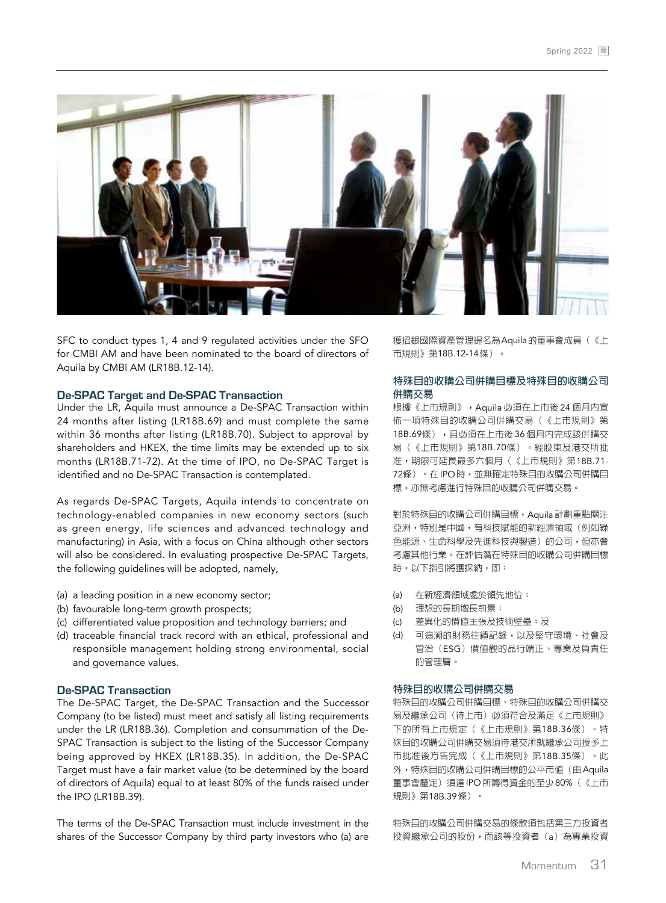SFC to conduct types 1, 4 and 9 regulated activities under the SFO for CMBI AM and have been nominated to the board of directors of Aquila by CMBI AM (LR18B.12-14).

### De-SPAC Target and De-SPAC Transaction

Under the LR, Aquila must announce a De-SPAC Transaction within 24 months after listing (LR18B.69) and must complete the same within 36 months after listing (LR18B.70). Subject to approval by shareholders and HKEX, the time limits may be extended up to six months (LR18B.71-72). At the time of IPO, no De-SPAC Target is identified and no De-SPAC Transaction is contemplated.

As regards De-SPAC Targets, Aquila intends to concentrate on technology-enabled companies in new economy sectors (such as green energy, life sciences and advanced technology and manufacturing) in Asia, with a focus on China although other sectors will also be considered. In evaluating prospective De-SPAC Targets, the following guidelines will be adopted, namely,

(a) a leading position in a new economy sector;
(b) favourable long-term growth prospects;
(c) differentiated value proposition and technology barriers; and
(d) traceable financial track record with an ethical, professional and responsible management holding strong environmental, social and governance values.

### De-SPAC Transaction

The De-SPAC Target, the De-SPAC Transaction and the Successor Company (to be listed) must meet and satisfy all listing requirements under the LR (LR18B.36). Completion and consummation of the De-SPAC Transaction is subject to the listing of the Successor Company being approved by HKEX (LR18B.35). In addition, the De-SPAC Target must have a fair market value (to be determined by the board of directors of Aquila) equal to at least 80% of the funds raised under the IPO (LR18B.39).

The terms of the De-SPAC Transaction must include investment in the shares of the Successor Company by third party investors who (a) are

獲招銀國際資產管理提名為Aquila的董事會成員（《上市規則》第18B.12-14條）。

### 特殊目的收購公司併購目標及特殊目的收購公司併購交易

根據《上市規則》，Aquila必須在上市後24個月內宣佈一項特殊目的收購公司併購交易（《上市規則》第18B.69條），且必須在上市後36個月內完成該併購交易（《上市規則》第18B.70條）。經股東及港交所批准，期限可延長最多六個月（《上市規則》第18B.71-72條）。在IPO時，並無確定特殊目的收購公司併購目標，亦無考慮進行特殊目的收購公司併購交易。

對於特殊目的收購公司併購目標，Aquila計劃重點關注亞洲，特別是中國，有科技賦能的新經濟領域（例如綠色能源、生命科學及先進科技與製造）的公司，但亦會考慮其他行業。在評估潛在特殊目的收購公司併購目標時，以下指引將獲採納，即：

(a) 在新經濟領域處於領先地位；
(b) 理想的長期增長前景；
(c) 差異化的價值主張及技術壁壘；及
(d) 可追溯的財務往績記錄，以及堅守環境、社會及管治（ESG）價值觀的品行端正、專業及負責任的管理層。

### 特殊目的收購公司併購交易

特殊目的收購公司併購目標、特殊目的收購公司併購交易及繼承公司（待上市）必須符合及滿足《上市規則》下的所有上市規定（《上市規則》第18B.36條）。特殊目的收購公司併購交易須待港交所就繼承公司授予上市批准後方告完成（《上市規則》第18B.35條）。此外，特殊目的收購公司併購目標的公平市值（由Aquila董事會釐定）須達IPO所籌得資金的至少80%（《上市規則》第18B.39條）。

特殊目的收購公司併購交易的條款須包括第三方投資者投資繼承公司的股份，而該等投資者（a）為專業投資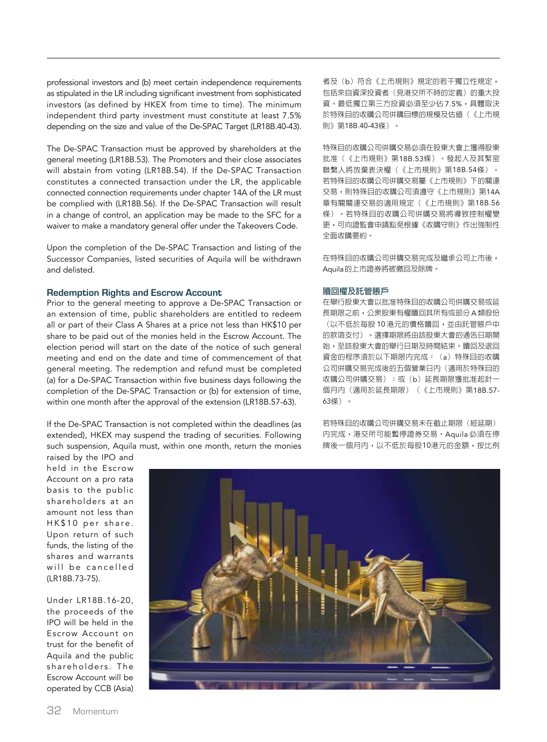professional investors and (b) meet certain independence requirements as stipulated in the LR including significant investment from sophisticated investors (as defined by HKEX from time to time). The minimum independent third party investment must constitute at least 7.5% depending on the size and value of the De-SPAC Target (LR18B.40-43).

The De-SPAC Transaction must be approved by shareholders at the general meeting (LR18B.53). The Promoters and their close associates will abstain from voting (LR18B.54). If the De-SPAC Transaction constitutes a connected transaction under the LR, the applicable connected connection requirements under chapter 14A of the LR must be complied with (LR18B.56). If the De-SPAC Transaction will result in a change of control, an application may be made to the SFC for a waiver to make a mandatory general offer under the Takeovers Code.

Upon the completion of the De-SPAC Transaction and listing of the Successor Companies, listed securities of Aquila will be withdrawn and delisted.

### Redemption Rights and Escrow Account

Prior to the general meeting to approve a De-SPAC Transaction or an extension of time, public shareholders are entitled to redeem all or part of their Class A Shares at a price not less than HK$10 per share to be paid out of the monies held in the Escrow Account. The election period will start on the date of the notice of such general meeting and end on the date and time of commencement of that general meeting. The redemption and refund must be completed (a) for a De-SPAC Transaction within five business days following the completion of the De-SPAC Transaction or (b) for extension of time, within one month after the approval of the extension (LR18B.57-63).

If the De-SPAC Transaction is not completed within the deadlines (as extended), HKEX may suspend the trading of securities. Following such suspension, Aquila must, within one month, return the monies raised by the IPO and held in the Escrow Account on a pro rata basis to the public shareholders at an amount not less than HK$10 per share. Upon return of such funds, the listing of the shares and warrants will be cancelled (LR18B.73-75).

Under LR18B.16-20, the proceeds of the IPO will be held in the Escrow Account on trust for the benefit of Aquila and the public shareholders. The Escrow Account will be operated by CCB (Asia)

者及（b）符合《上市規則》規定的若干獨立性規定，包括來自資深投資者（見港交所不時的定義）的重大投資。最低獨立第三方投資必須至少佔7.5%，具體取決於特殊目的收購公司併購目標的規模及估值（《上市規則》第18B.40-43條）。

特殊目的收購公司併購交易必須在股東大會上獲得股東批准（《上市規則》第18B.53條）。發起人及其緊密聯繫人將放棄表決權（《上市規則》第18B.54條）。若特殊目的收購公司併購交易屬《上市規則》下的關連交易，則特殊目的收購公司須遵守《上市規則》第14A章有關關連交易的適用規定（《上市規則》第18B.56條）。若特殊目的收購公司併購交易將導致控制權變更，可向證監會申請豁免根據《收購守則》作出強制性全面收購要約。

在特殊目的收購公司併購交易完成及繼承公司上市後，Aquila的上市證券將被撤回及除牌。

### 贖回權及託管賬戶

在舉行股東大會以批准特殊目的收購公司併購交易或延長期限之前，公眾股東有權贖回其所有或部分A類股份（以不低於每股10港元的價格贖回，並由託管賬戶中的款項支付）。選擇期限將由該股東大會的通告日期開始，至該股東大會的舉行日期及時間結束。贖回及退回資金的程序須於以下期限內完成：（a）特殊目的收購公司併購交易完成後的五個營業日內（適用於特殊目的收購公司併購交易）；或（b）延長期限獲批准起計一個月內（適用於延長期限）（《上市規則》第18B.57-63條）。

若特殊目的收購公司併購交易未在截止期限（經延期）內完成，港交所可能暫停證券交易。Aquila必須在停牌後一個月內，以不低於每股10港元的金額，按比例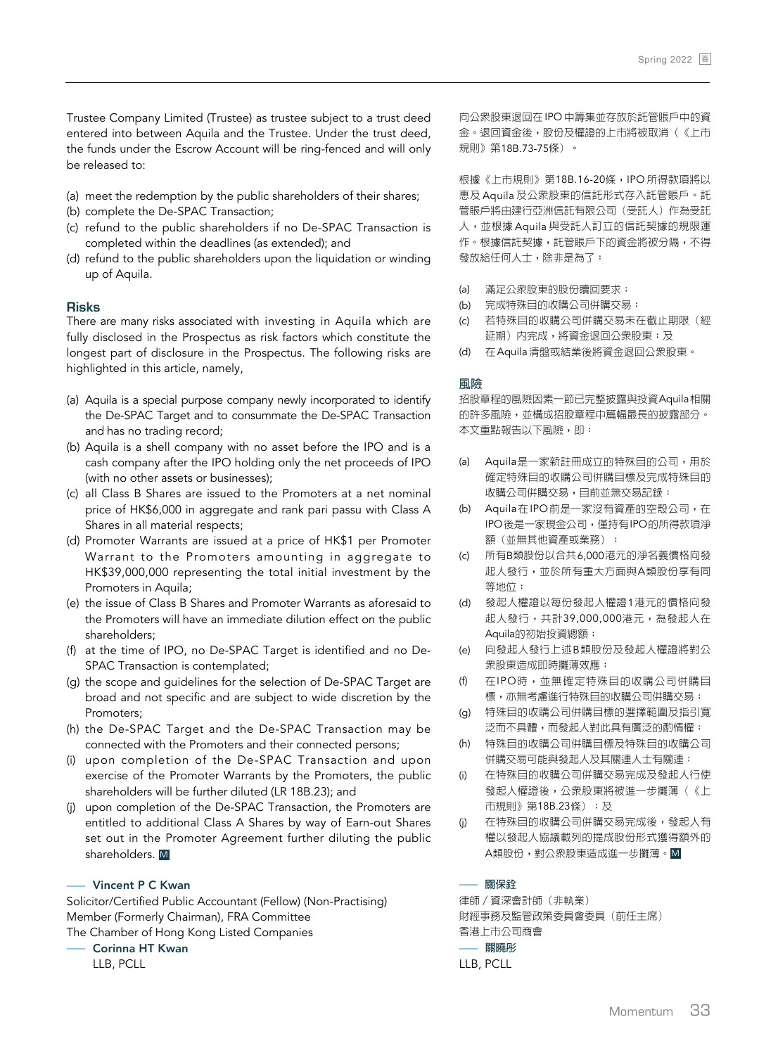Trustee Company Limited (Trustee) as trustee subject to a trust deed entered into between Aquila and the Trustee. Under the trust deed, the funds under the Escrow Account will be ring-fenced and will only be released to:

(a) meet the redemption by the public shareholders of their shares;
(b) complete the De-SPAC Transaction;
(c) refund to the public shareholders if no De-SPAC Transaction is completed within the deadlines (as extended); and
(d) refund to the public shareholders upon the liquidation or winding up of Aquila.

### Risks

There are many risks associated with investing in Aquila which are fully disclosed in the Prospectus as risk factors which constitute the longest part of disclosure in the Prospectus. The following risks are highlighted in this article, namely,

(a) Aquila is a special purpose company newly incorporated to identify the De-SPAC Target and to consummate the De-SPAC Transaction and has no trading record;
(b) Aquila is a shell company with no asset before the IPO and is a cash company after the IPO holding only the net proceeds of IPO (with no other assets or businesses);
(c) all Class B Shares are issued to the Promoters at a net nominal price of HK$6,000 in aggregate and rank pari passu with Class A Shares in all material respects;
(d) Promoter Warrants are issued at a price of HK$1 per Promoter Warrant to the Promoters amounting in aggregate to HK$39,000,000 representing the total initial investment by the Promoters in Aquila;
(e) the issue of Class B Shares and Promoter Warrants as aforesaid to the Promoters will have an immediate dilution effect on the public shareholders;
(f) at the time of IPO, no De-SPAC Target is identified and no De-SPAC Transaction is contemplated;
(g) the scope and guidelines for the selection of De-SPAC Target are broad and not specific and are subject to wide discretion by the Promoters;
(h) the De-SPAC Target and the De-SPAC Transaction may be connected with the Promoters and their connected persons;
(i) upon completion of the De-SPAC Transaction and upon exercise of the Promoter Warrants by the Promoters, the public shareholders will be further diluted (LR 18B.23); and
(j) upon completion of the De-SPAC Transaction, the Promoters are entitled to additional Class A Shares by way of Earn-out Shares set out in the Promoter Agreement further diluting the public shareholders. M

—— **Vincent P C Kwan**
Solicitor/Certified Public Accountant (Fellow) (Non-Practising)
Member (Formerly Chairman), FRA Committee
The Chamber of Hong Kong Listed Companies

—— **Corinna HT Kwan**
LLB, PCLL

向公眾股東退回在IPO中籌集並存放於託管賬戶中的資金。退回資金後，股份及權證的上市將被取消（《上市規則》第18B.73-75條）。

根據《上市規則》第18B.16-20條，IPO所得款項將以惠及Aquila及公眾股東的信託形式存入託管賬戶。託管賬戶將由建行亞洲信託有限公司（受託人）作為受託人，並根據Aquila與受託人訂立的信託契據的規限運作。根據信託契據，託管賬戶下的資金將被分隔，不得發放給任何人士，除非是為了：

(a) 滿足公眾股東的股份贖回要求；
(b) 完成特殊目的收購公司併購交易；
(c) 若特殊目的收購公司併購交易未在截止期限（經延期）內完成，將資金退回公眾股東；及
(d) 在Aquila清盤或結業後將資金退回公眾股東。

### 風險

招股章程的風險因素一節已完整披露與投資Aquila相關的許多風險，並構成招股章程中篇幅最長的披露部分。本文重點報告以下風險，即：

(a) Aquila是一家新註冊成立的特殊目的公司，用於確定特殊目的收購公司併購目標及完成特殊目的收購公司併購交易，目前並無交易記錄；
(b) Aquila在IPO前是一家沒有資產的空殼公司，在IPO後是一家現金公司，僅持有IPO的所得款項淨額（並無其他資產或業務）；
(c) 所有B類股份以合共6,000港元的淨名義價格向發起人發行，並於所有重大方面與A類股份享有同等地位；
(d) 發起人權證以每份發起人權證1港元的價格向發起人發行，共計39,000,000港元，為發起人在Aquila的初始投資總額；
(e) 向發起人發行上述B類股份及發起人權證將對公眾股東造成即時攤薄效應；
(f) 在IPO時，並無確定特殊目的收購公司併購目標，亦無考慮進行特殊目的收購公司併購交易；
(g) 特殊目的收購公司併購目標的選擇範圍及指引寬泛而不具體，而發起人對此具有廣泛的酌情權；
(h) 特殊目的收購公司併購目標及特殊目的收購公司併購交易可能與發起人及其關連人士有關連；
(i) 在特殊目的收購公司併購交易完成及發起人行使發起人權證後，公眾股東將被進一步攤薄（《上市規則》第18B.23條）；及
(j) 在特殊目的收購公司併購交易完成後，發起人有權以發起人協議載列的提成股份形式獲得額外的A類股份，對公眾股東造成進一步攤薄。M

—— **關保銓**
律師／資深會計師（非執業）
財經事務及監管政策委員會委員（前任主席）
香港上市公司商會

—— **關曉彤**
LLB, PCLL